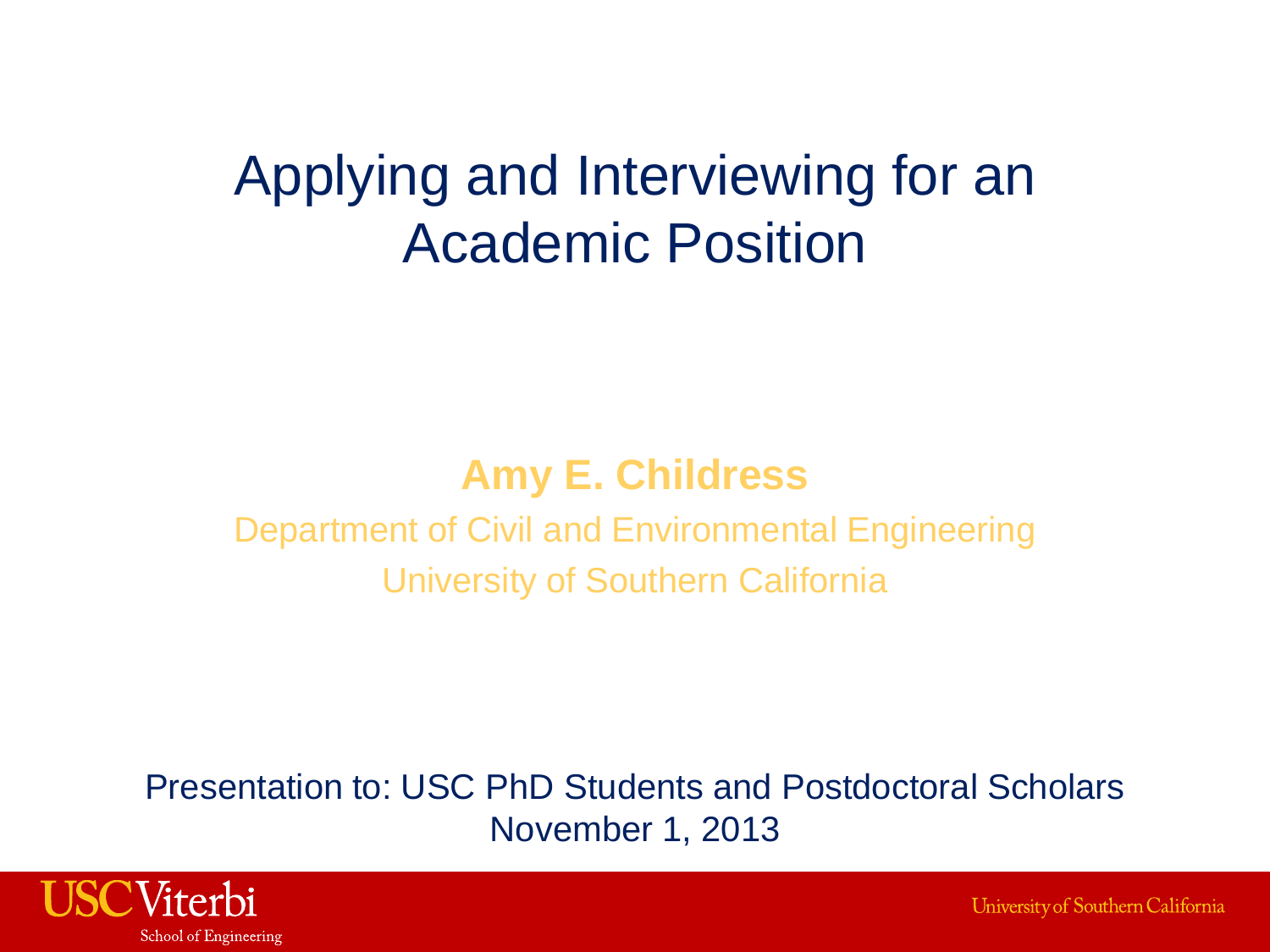# Applying and Interviewing for an Academic Position

**Amy E. Childress**

Department of Civil and Environmental Engineering

University of Southern California

Presentation to: USC PhD Students and Postdoctoral Scholars

November 1, 2013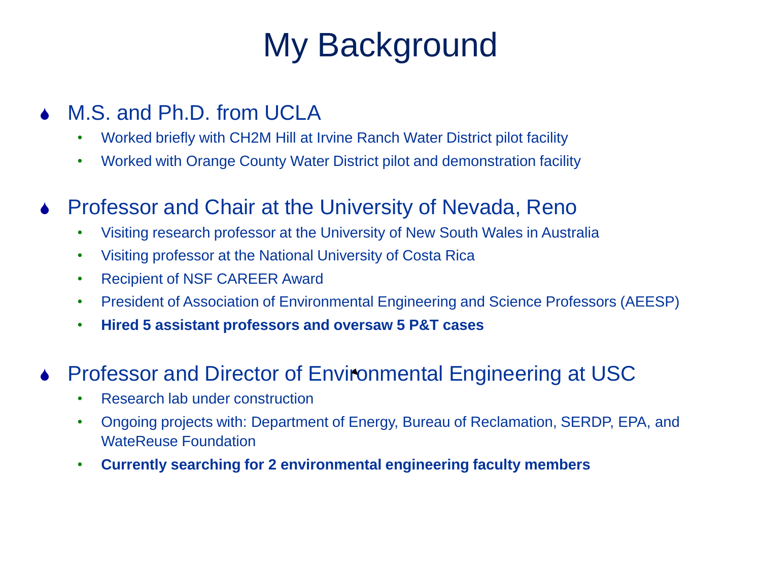# My Background

- M.S. and Ph.D. from UCLA
  - Worked briefly with CH2M Hill at Irvine Ranch Water District pilot facility
  - Worked with Orange County Water District pilot and demonstration facility
- Professor and Chair at the University of Nevada, Reno
  - Visiting research professor at the University of New South Wales in Australia
  - Visiting professor at the National University of Costa Rica
  - Recipient of NSF CAREER Award
  - President of Association of Environmental Engineering and Science Professors (AEESP)
  - **Hired 5 assistant professors and oversaw 5 P&T cases**
- Professor and Director of Environmental Engineering at USC
  - Research lab under construction
  - Ongoing projects with: Department of Energy, Bureau of Reclamation, SERDP, EPA, and WateReuse Foundation
  - **Currently searching for 2 environmental engineering faculty members**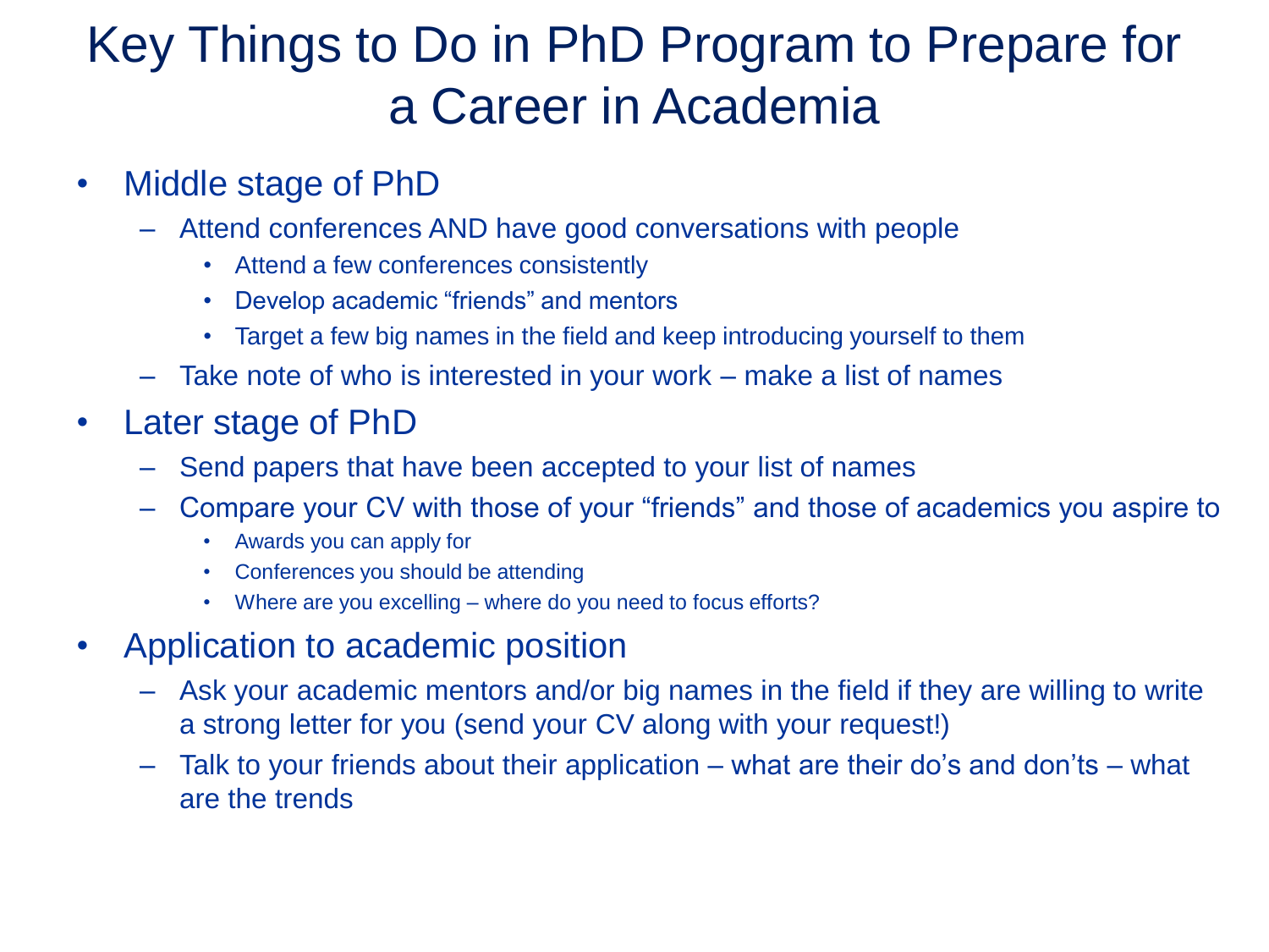# Key Things to Do in PhD Program to Prepare for a Career in Academia

- Middle stage of PhD
  - Attend conferences AND have good conversations with people
    - Attend a few conferences consistently
    - Develop academic "friends" and mentors
    - Target a few big names in the field and keep introducing yourself to them
  - Take note of who is interested in your work – make a list of names
- Later stage of PhD
  - Send papers that have been accepted to your list of names
  - Compare your CV with those of your "friends" and those of academics you aspire to
    - Awards you can apply for
    - Conferences you should be attending
    - Where are you excelling – where do you need to focus efforts?
- Application to academic position
  - Ask your academic mentors and/or big names in the field if they are willing to write a strong letter for you (send your CV along with your request!)
  - Talk to your friends about their application – what are their do's and don'ts – what are the trends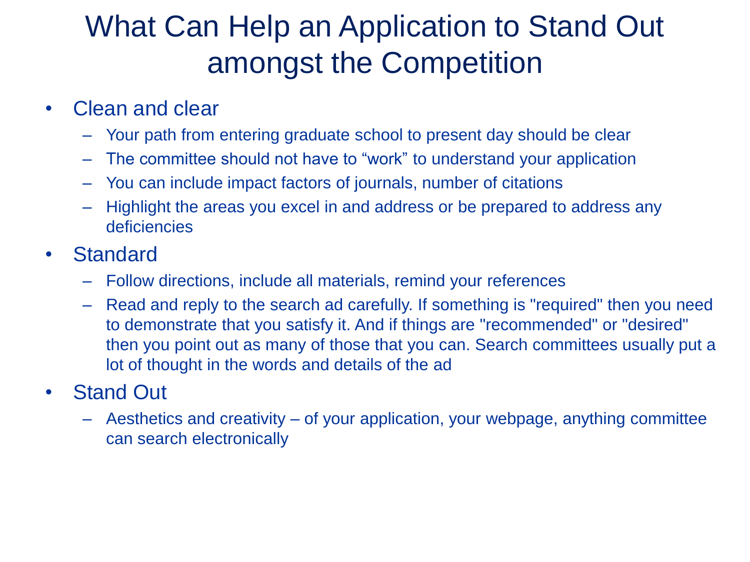# What Can Help an Application to Stand Out amongst the Competition

- Clean and clear
  - Your path from entering graduate school to present day should be clear
  - The committee should not have to “work” to understand your application
  - You can include impact factors of journals, number of citations
  - Highlight the areas you excel in and address or be prepared to address any deficiencies
- Standard
  - Follow directions, include all materials, remind your references
  - Read and reply to the search ad carefully. If something is "required" then you need to demonstrate that you satisfy it. And if things are "recommended" or "desired" then you point out as many of those that you can. Search committees usually put a lot of thought in the words and details of the ad
- Stand Out
  - Aesthetics and creativity – of your application, your webpage, anything committee can search electronically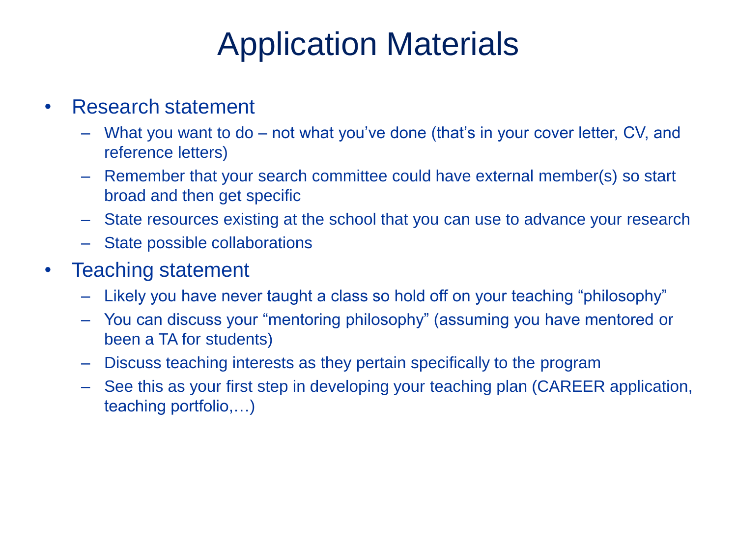# Application Materials

- Research statement
  - What you want to do – not what you've done (that's in your cover letter, CV, and reference letters)
  - Remember that your search committee could have external member(s) so start broad and then get specific
  - State resources existing at the school that you can use to advance your research
  - State possible collaborations
- Teaching statement
  - Likely you have never taught a class so hold off on your teaching "philosophy"
  - You can discuss your "mentoring philosophy" (assuming you have mentored or been a TA for students)
  - Discuss teaching interests as they pertain specifically to the program
  - See this as your first step in developing your teaching plan (CAREER application, teaching portfolio,…)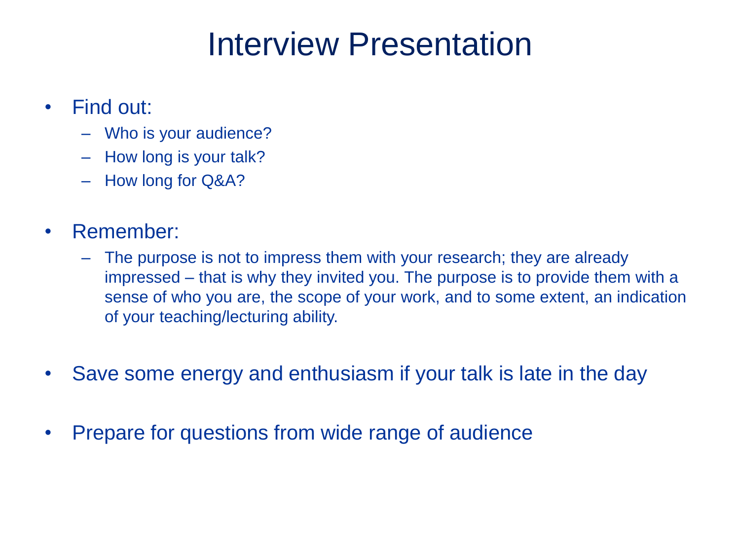# Interview Presentation

- Find out:
  - Who is your audience?
  - How long is your talk?
  - How long for Q&A?

- Remember:
  - The purpose is not to impress them with your research; they are already impressed – that is why they invited you. The purpose is to provide them with a sense of who you are, the scope of your work, and to some extent, an indication of your teaching/lecturing ability.

- Save some energy and enthusiasm if your talk is late in the day

- Prepare for questions from wide range of audience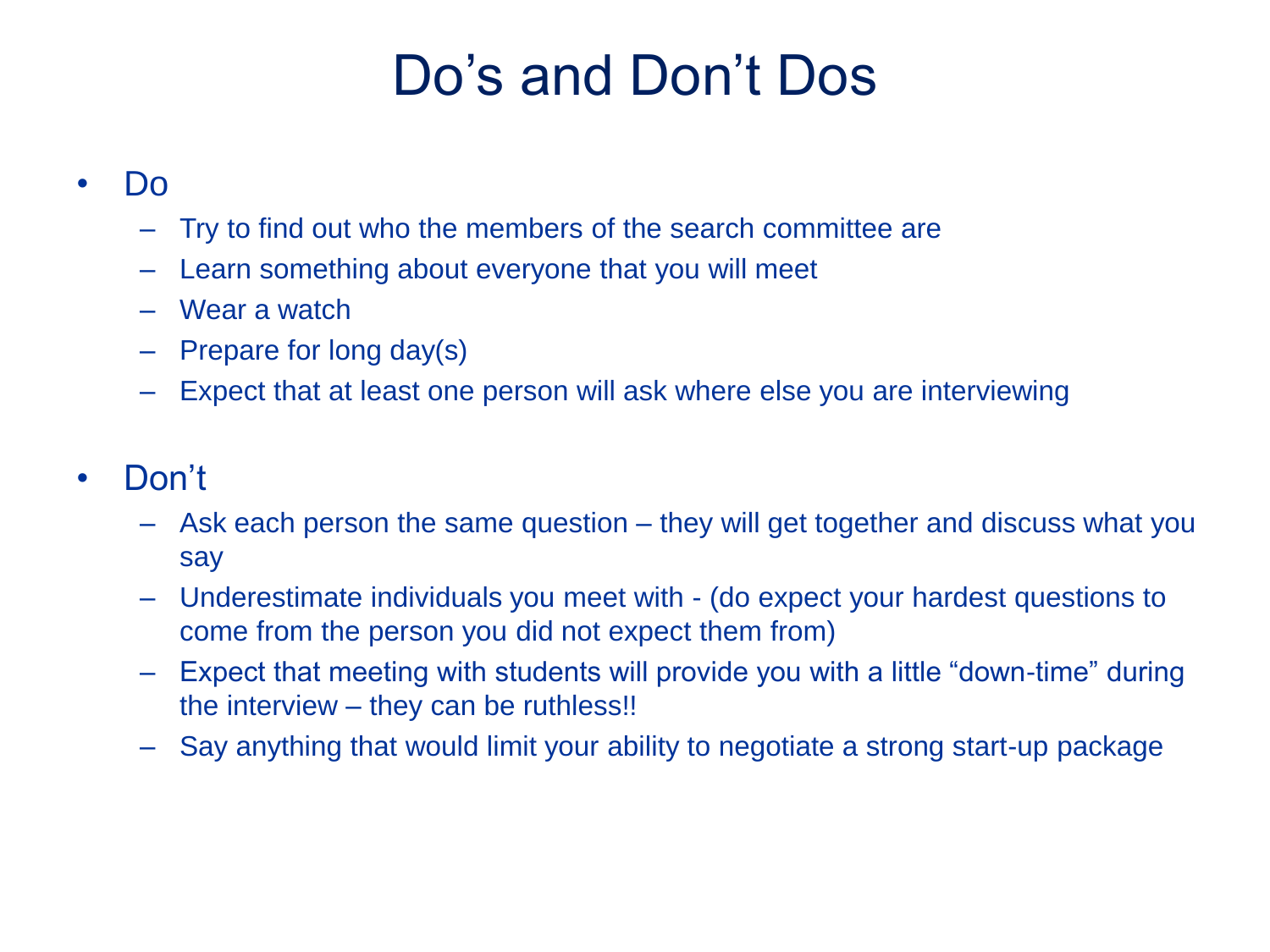# Do's and Don't Dos

- Do
  - Try to find out who the members of the search committee are
  - Learn something about everyone that you will meet
  - Wear a watch
  - Prepare for long day(s)
  - Expect that at least one person will ask where else you are interviewing

- Don't
  - Ask each person the same question – they will get together and discuss what you say
  - Underestimate individuals you meet with - (do expect your hardest questions to come from the person you did not expect them from)
  - Expect that meeting with students will provide you with a little "down-time" during the interview – they can be ruthless!!
  - Say anything that would limit your ability to negotiate a strong start-up package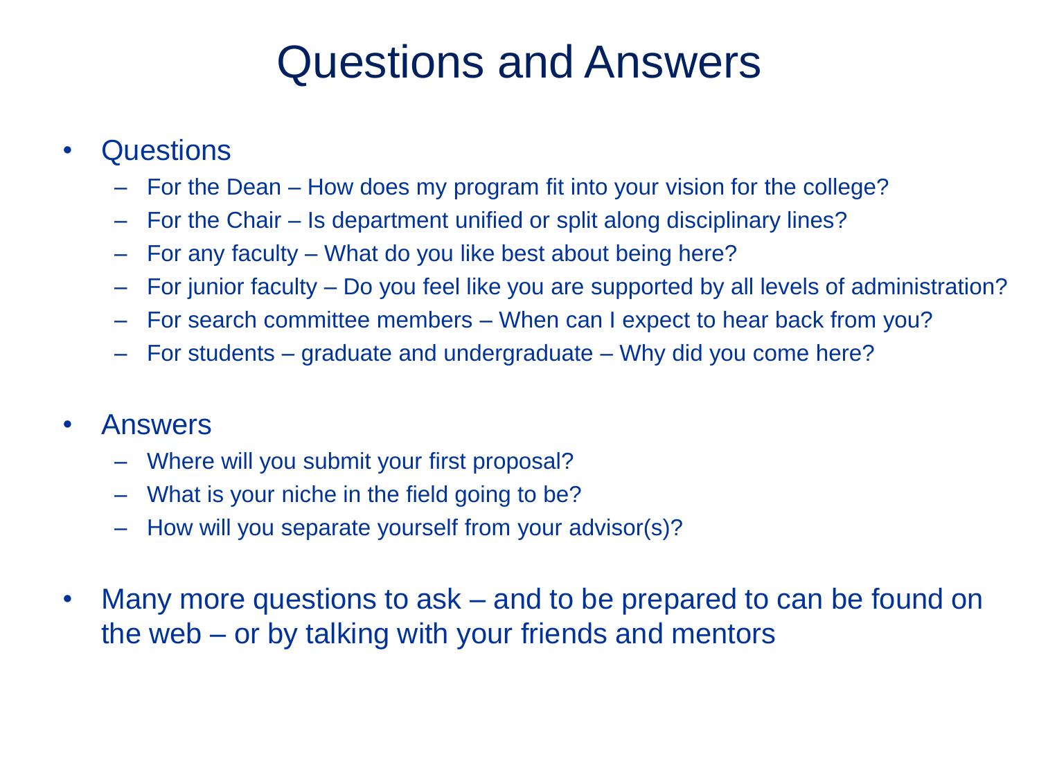# Questions and Answers

- Questions
  - For the Dean – How does my program fit into your vision for the college?
  - For the Chair – Is department unified or split along disciplinary lines?
  - For any faculty – What do you like best about being here?
  - For junior faculty – Do you feel like you are supported by all levels of administration?
  - For search committee members – When can I expect to hear back from you?
  - For students – graduate and undergraduate – Why did you come here?
- Answers
  - Where will you submit your first proposal?
  - What is your niche in the field going to be?
  - How will you separate yourself from your advisor(s)?
- Many more questions to ask – and to be prepared to can be found on the web – or by talking with your friends and mentors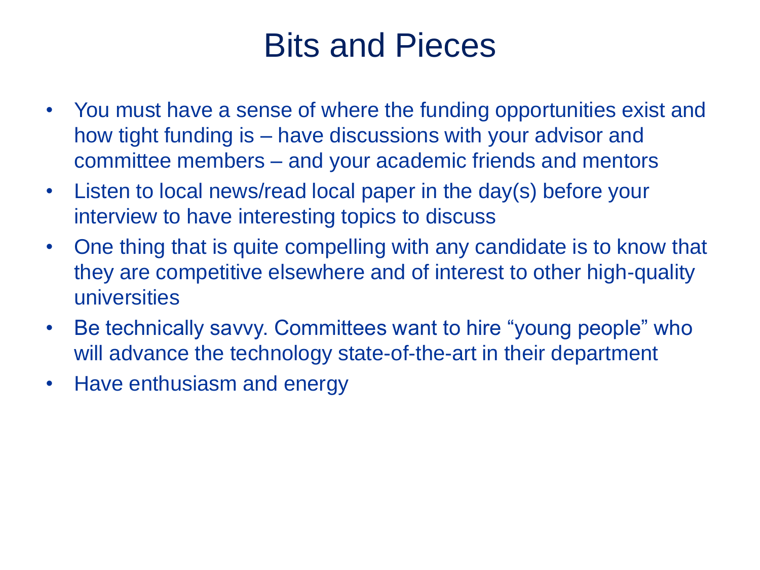# Bits and Pieces

- You must have a sense of where the funding opportunities exist and how tight funding is – have discussions with your advisor and committee members – and your academic friends and mentors
- Listen to local news/read local paper in the day(s) before your interview to have interesting topics to discuss
- One thing that is quite compelling with any candidate is to know that they are competitive elsewhere and of interest to other high-quality universities
- Be technically savvy. Committees want to hire “young people” who will advance the technology state-of-the-art in their department
- Have enthusiasm and energy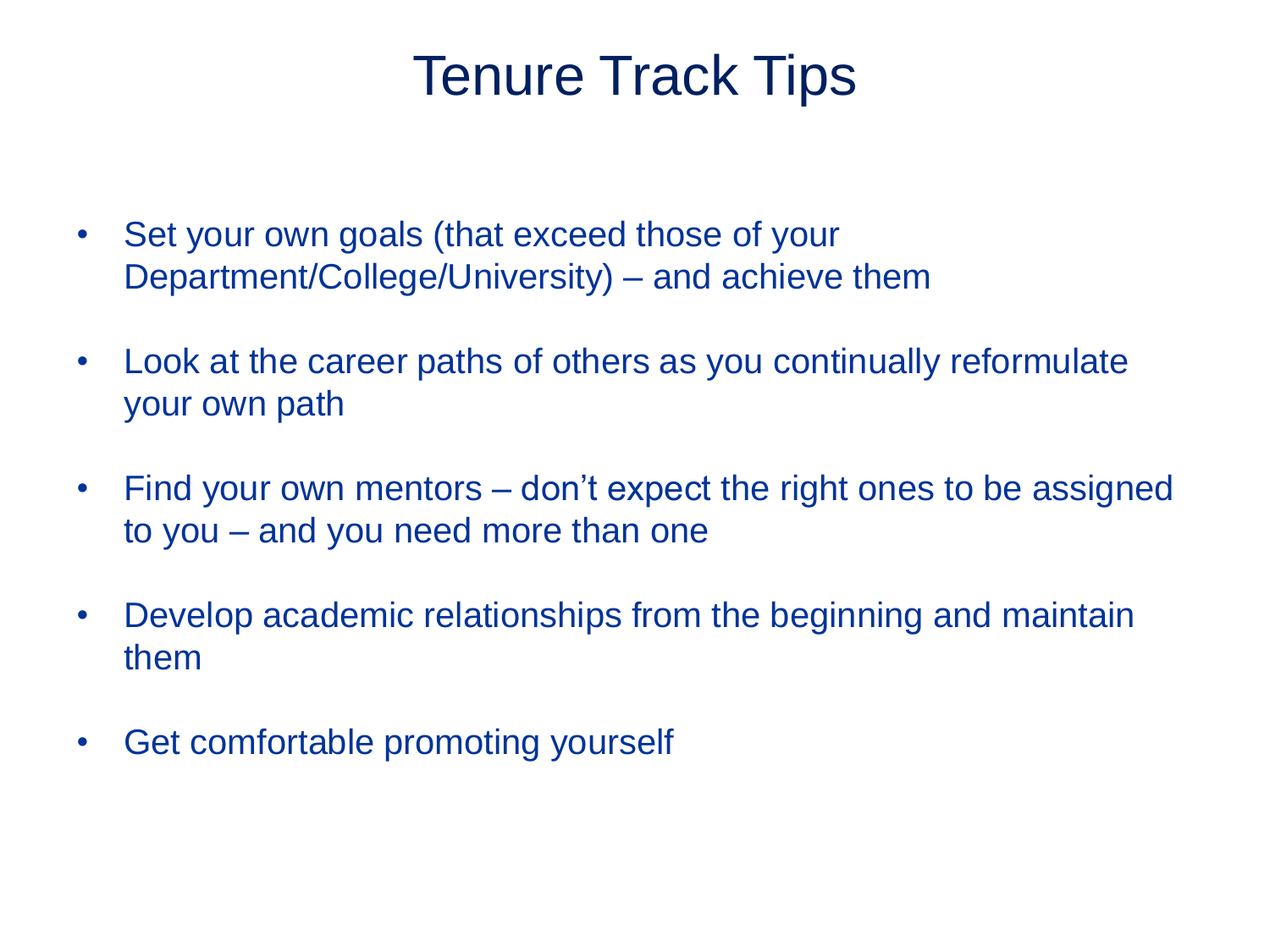# Tenure Track Tips

- Set your own goals (that exceed those of your Department/College/University) – and achieve them
- Look at the career paths of others as you continually reformulate your own path
- Find your own mentors – don't expect the right ones to be assigned to you – and you need more than one
- Develop academic relationships from the beginning and maintain them
- Get comfortable promoting yourself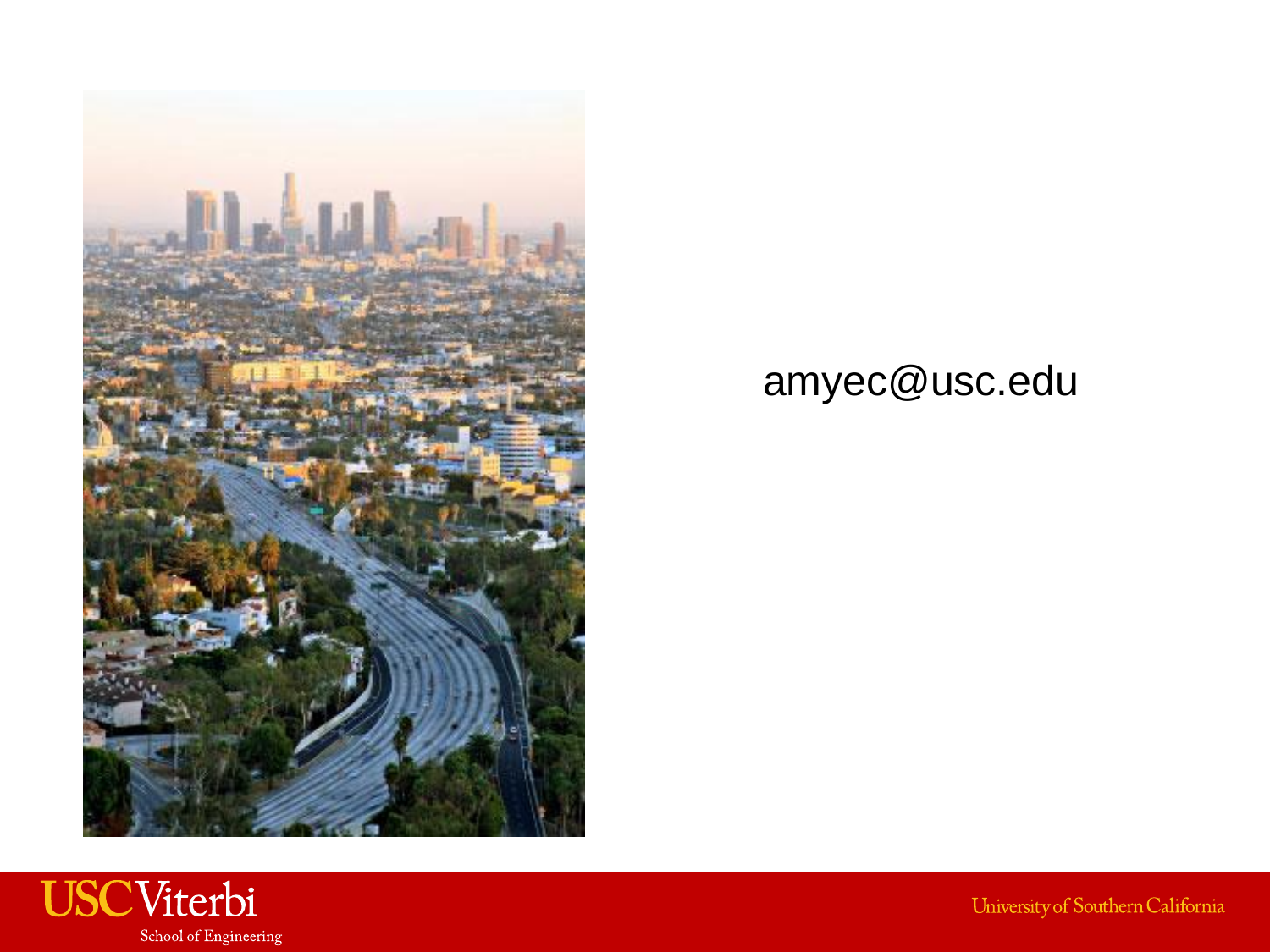amyec@usc.edu